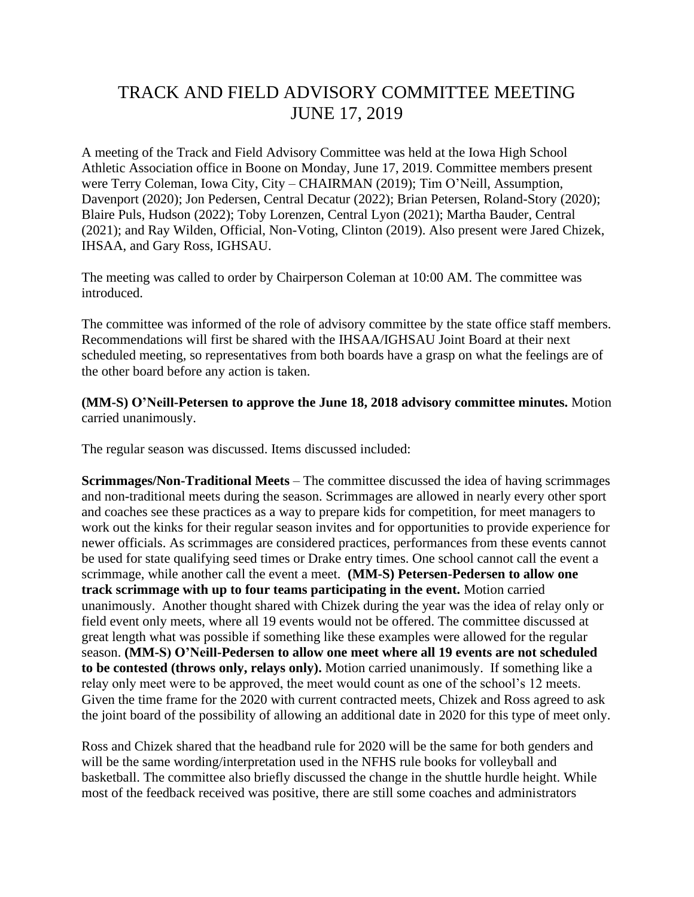# TRACK AND FIELD ADVISORY COMMITTEE MEETING
# JUNE 17, 2019

A meeting of the Track and Field Advisory Committee was held at the Iowa High School Athletic Association office in Boone on Monday, June 17, 2019. Committee members present were Terry Coleman, Iowa City, City – CHAIRMAN (2019); Tim O'Neill, Assumption, Davenport (2020); Jon Pedersen, Central Decatur (2022); Brian Petersen, Roland-Story (2020); Blaire Puls, Hudson (2022); Toby Lorenzen, Central Lyon (2021); Martha Bauder, Central (2021); and Ray Wilden, Official, Non-Voting, Clinton (2019). Also present were Jared Chizek, IHSAA, and Gary Ross, IGHSAU.

The meeting was called to order by Chairperson Coleman at 10:00 AM. The committee was introduced.

The committee was informed of the role of advisory committee by the state office staff members. Recommendations will first be shared with the IHSAA/IGHSAU Joint Board at their next scheduled meeting, so representatives from both boards have a grasp on what the feelings are of the other board before any action is taken.

**(MM-S) O'Neill-Petersen to approve the June 18, 2018 advisory committee minutes.** Motion carried unanimously.

The regular season was discussed. Items discussed included:

**Scrimmages/Non-Traditional Meets** – The committee discussed the idea of having scrimmages and non-traditional meets during the season. Scrimmages are allowed in nearly every other sport and coaches see these practices as a way to prepare kids for competition, for meet managers to work out the kinks for their regular season invites and for opportunities to provide experience for newer officials. As scrimmages are considered practices, performances from these events cannot be used for state qualifying seed times or Drake entry times. One school cannot call the event a scrimmage, while another call the event a meet. **(MM-S) Petersen-Pedersen to allow one track scrimmage with up to four teams participating in the event.** Motion carried unanimously. Another thought shared with Chizek during the year was the idea of relay only or field event only meets, where all 19 events would not be offered. The committee discussed at great length what was possible if something like these examples were allowed for the regular season. **(MM-S) O'Neill-Pedersen to allow one meet where all 19 events are not scheduled to be contested (throws only, relays only).** Motion carried unanimously. If something like a relay only meet were to be approved, the meet would count as one of the school's 12 meets. Given the time frame for the 2020 with current contracted meets, Chizek and Ross agreed to ask the joint board of the possibility of allowing an additional date in 2020 for this type of meet only.

Ross and Chizek shared that the headband rule for 2020 will be the same for both genders and will be the same wording/interpretation used in the NFHS rule books for volleyball and basketball. The committee also briefly discussed the change in the shuttle hurdle height. While most of the feedback received was positive, there are still some coaches and administrators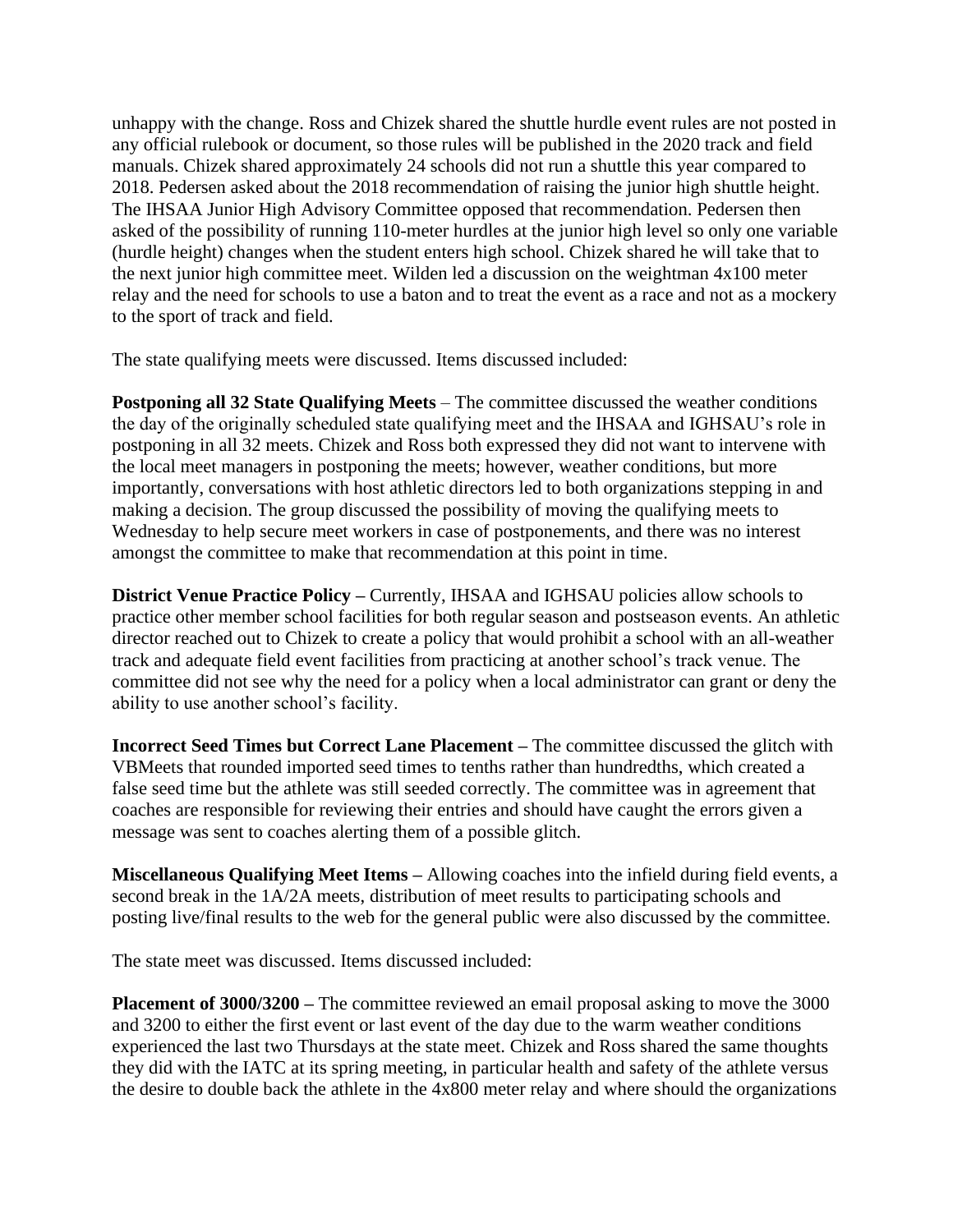unhappy with the change. Ross and Chizek shared the shuttle hurdle event rules are not posted in any official rulebook or document, so those rules will be published in the 2020 track and field manuals. Chizek shared approximately 24 schools did not run a shuttle this year compared to 2018. Pedersen asked about the 2018 recommendation of raising the junior high shuttle height. The IHSAA Junior High Advisory Committee opposed that recommendation. Pedersen then asked of the possibility of running 110-meter hurdles at the junior high level so only one variable (hurdle height) changes when the student enters high school. Chizek shared he will take that to the next junior high committee meet. Wilden led a discussion on the weightman 4x100 meter relay and the need for schools to use a baton and to treat the event as a race and not as a mockery to the sport of track and field.

The state qualifying meets were discussed. Items discussed included:

**Postponing all 32 State Qualifying Meets** – The committee discussed the weather conditions the day of the originally scheduled state qualifying meet and the IHSAA and IGHSAU's role in postponing in all 32 meets. Chizek and Ross both expressed they did not want to intervene with the local meet managers in postponing the meets; however, weather conditions, but more importantly, conversations with host athletic directors led to both organizations stepping in and making a decision. The group discussed the possibility of moving the qualifying meets to Wednesday to help secure meet workers in case of postponements, and there was no interest amongst the committee to make that recommendation at this point in time.

**District Venue Practice Policy –** Currently, IHSAA and IGHSAU policies allow schools to practice other member school facilities for both regular season and postseason events. An athletic director reached out to Chizek to create a policy that would prohibit a school with an all-weather track and adequate field event facilities from practicing at another school's track venue. The committee did not see why the need for a policy when a local administrator can grant or deny the ability to use another school's facility.

**Incorrect Seed Times but Correct Lane Placement –** The committee discussed the glitch with VBMeets that rounded imported seed times to tenths rather than hundredths, which created a false seed time but the athlete was still seeded correctly. The committee was in agreement that coaches are responsible for reviewing their entries and should have caught the errors given a message was sent to coaches alerting them of a possible glitch.

**Miscellaneous Qualifying Meet Items –** Allowing coaches into the infield during field events, a second break in the 1A/2A meets, distribution of meet results to participating schools and posting live/final results to the web for the general public were also discussed by the committee.

The state meet was discussed. Items discussed included:

**Placement of 3000/3200 –** The committee reviewed an email proposal asking to move the 3000 and 3200 to either the first event or last event of the day due to the warm weather conditions experienced the last two Thursdays at the state meet. Chizek and Ross shared the same thoughts they did with the IATC at its spring meeting, in particular health and safety of the athlete versus the desire to double back the athlete in the 4x800 meter relay and where should the organizations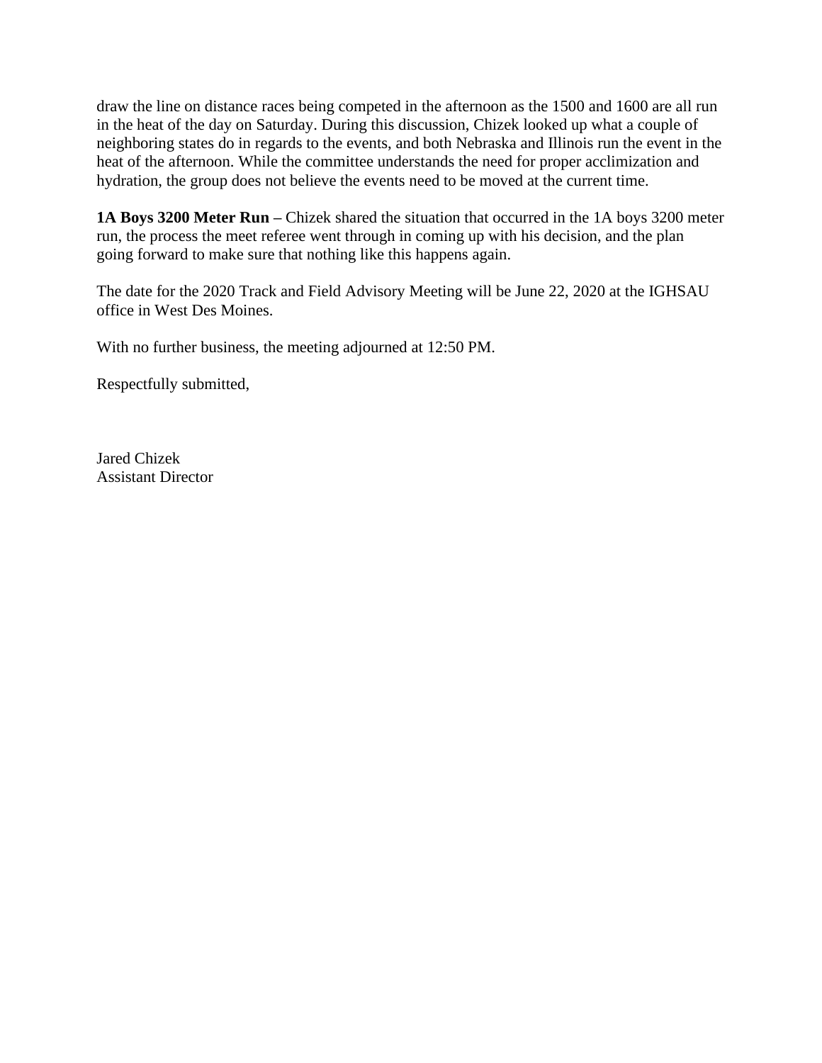draw the line on distance races being competed in the afternoon as the 1500 and 1600 are all run in the heat of the day on Saturday. During this discussion, Chizek looked up what a couple of neighboring states do in regards to the events, and both Nebraska and Illinois run the event in the heat of the afternoon. While the committee understands the need for proper acclimization and hydration, the group does not believe the events need to be moved at the current time.

**1A Boys 3200 Meter Run –** Chizek shared the situation that occurred in the 1A boys 3200 meter run, the process the meet referee went through in coming up with his decision, and the plan going forward to make sure that nothing like this happens again.

The date for the 2020 Track and Field Advisory Meeting will be June 22, 2020 at the IGHSAU office in West Des Moines.

With no further business, the meeting adjourned at 12:50 PM.

Respectfully submitted,

Jared Chizek
Assistant Director